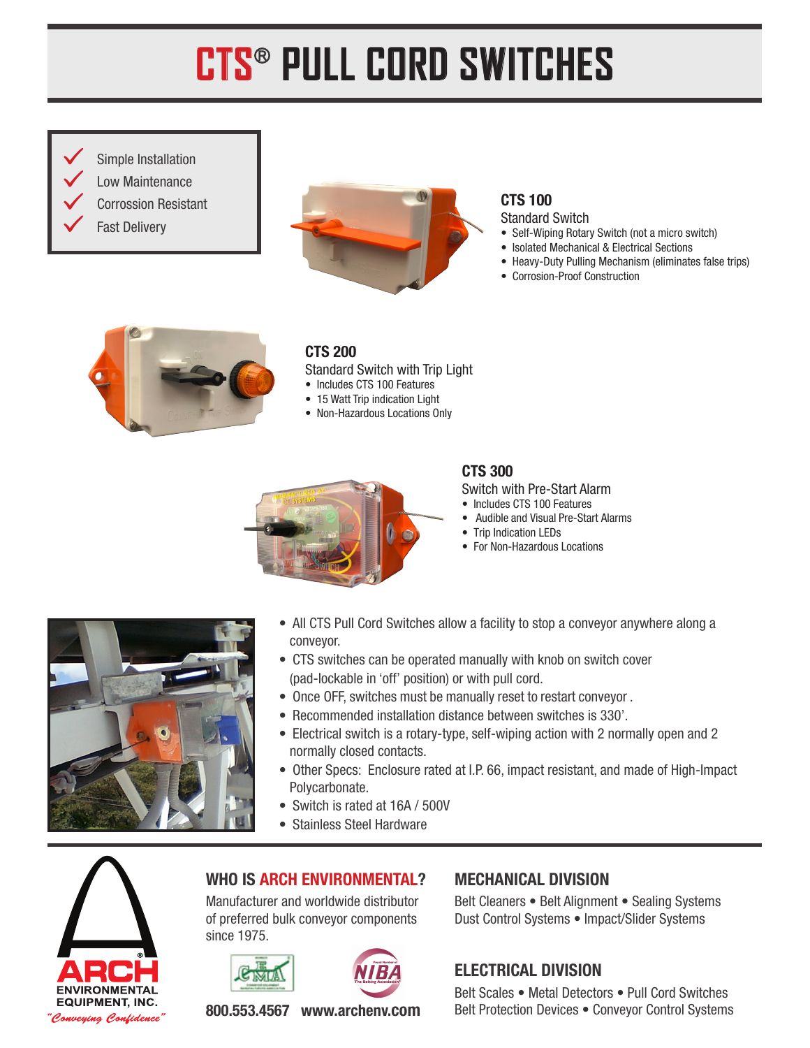# CTS® PULL CORD SWITCHES

- Simple Installation
- Low Maintenance
- Corrossion Resistant
- Fast Delivery

### CTS 100

Standard Switch

- Self-Wiping Rotary Switch (not a micro switch)
- Isolated Mechanical & Electrical Sections
- Heavy-Duty Pulling Mechanism (eliminates false trips)
- Corrosion-Proof Construction

### CTS 200

Standard Switch with Trip Light

- Includes CTS 100 Features
- 15 Watt Trip indication Light
- Non-Hazardous Locations Only

### CTS 300

Switch with Pre-Start Alarm

- Includes CTS 100 Features
- Audible and Visual Pre-Start Alarms
- Trip Indication LEDs
- For Non-Hazardous Locations

- All CTS Pull Cord Switches allow a facility to stop a conveyor anywhere along a conveyor.
- CTS switches can be operated manually with knob on switch cover (pad-lockable in 'off' position) or with pull cord.
- Once OFF, switches must be manually reset to restart conveyor .
- Recommended installation distance between switches is 330'.
- Electrical switch is a rotary-type, self-wiping action with 2 normally open and 2 normally closed contacts.
- Other Specs: Enclosure rated at I.P. 66, impact resistant, and made of High-Impact Polycarbonate.
- Switch is rated at 16A / 500V
- Stainless Steel Hardware

ARCH ENVIRONMENTAL EQUIPMENT, INC.
*"Conveying Confidence"*

## WHO IS ARCH ENVIRONMENTAL?

Manufacturer and worldwide distributor of preferred bulk conveyor components since 1975.

**800.553.4567 www.archenv.com**

## MECHANICAL DIVISION

Belt Cleaners • Belt Alignment • Sealing Systems
Dust Control Systems • Impact/Slider Systems

## ELECTRICAL DIVISION

Belt Scales • Metal Detectors • Pull Cord Switches
Belt Protection Devices • Conveyor Control Systems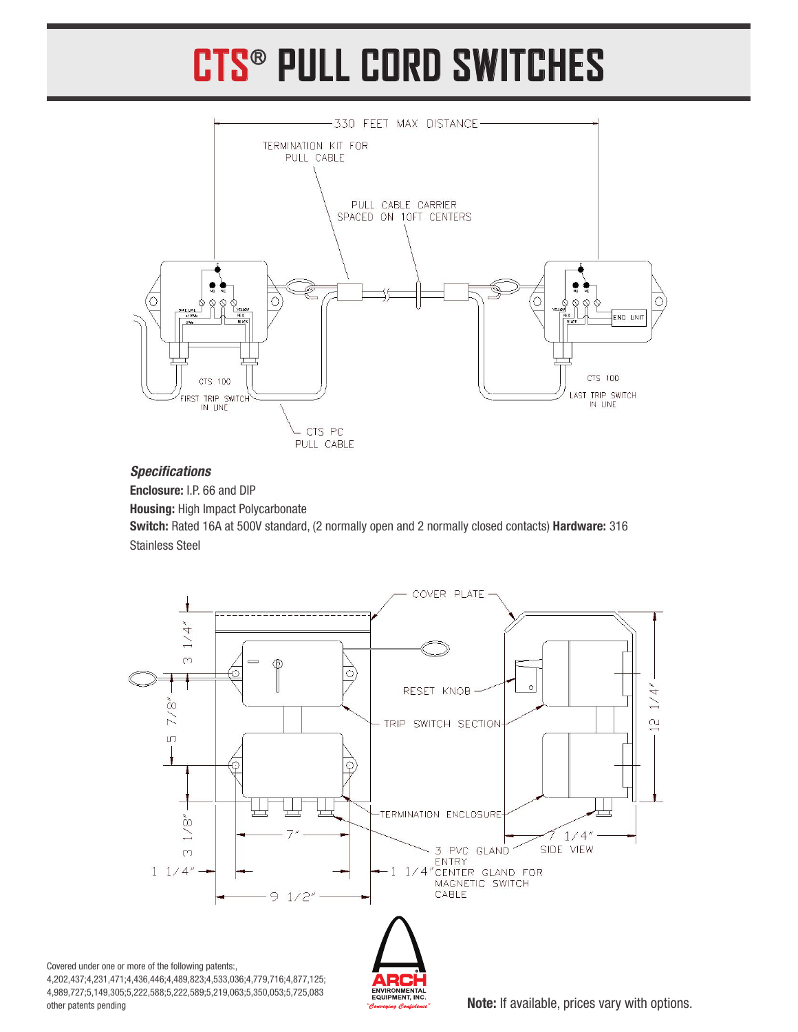# CTS® PULL CORD SWITCHES

330 FEET MAX DISTANCE

TERMINATION KIT FOR PULL CABLE

PULL CABLE CARRIER SPACED ON 10FT CENTERS

END UNIT

CTS 100

FIRST TRIP SWITCH IN LINE

CTS 100

LAST TRIP SWITCH IN LINE

CTS PC PULL CABLE

### *Specifications*

**Enclosure:** I.P. 66 and DIP

**Housing:** High Impact Polycarbonate

**Switch:** Rated 16A at 500V standard, (2 normally open and 2 normally closed contacts) **Hardware:** 316 Stainless Steel

COVER PLATE

3 1/4"

5 7/8"

3 1/8"

RESET KNOB

TRIP SWITCH SECTION

12 1/4"

TERMINATION ENCLOSURE

7"

7 1/4"

SIDE VIEW

3 PVC GLAND ENTRY

1 1/4"

1 1/4" CENTER GLAND FOR MAGNETIC SWITCH CABLE

9 1/2"

Covered under one or more of the following patents:, 4,202,437;4,231,471;4,436,446;4,489,823;4,533,036;4,779,716;4,877,125; 4,989,727;5,149,305;5,222,588;5,222,589;5,219,063;5,350,053;5,725,083 other patents pending

ARCH ENVIRONMENTAL EQUIPMENT, INC. "Conveying Confidence"

**Note:** If available, prices vary with options.